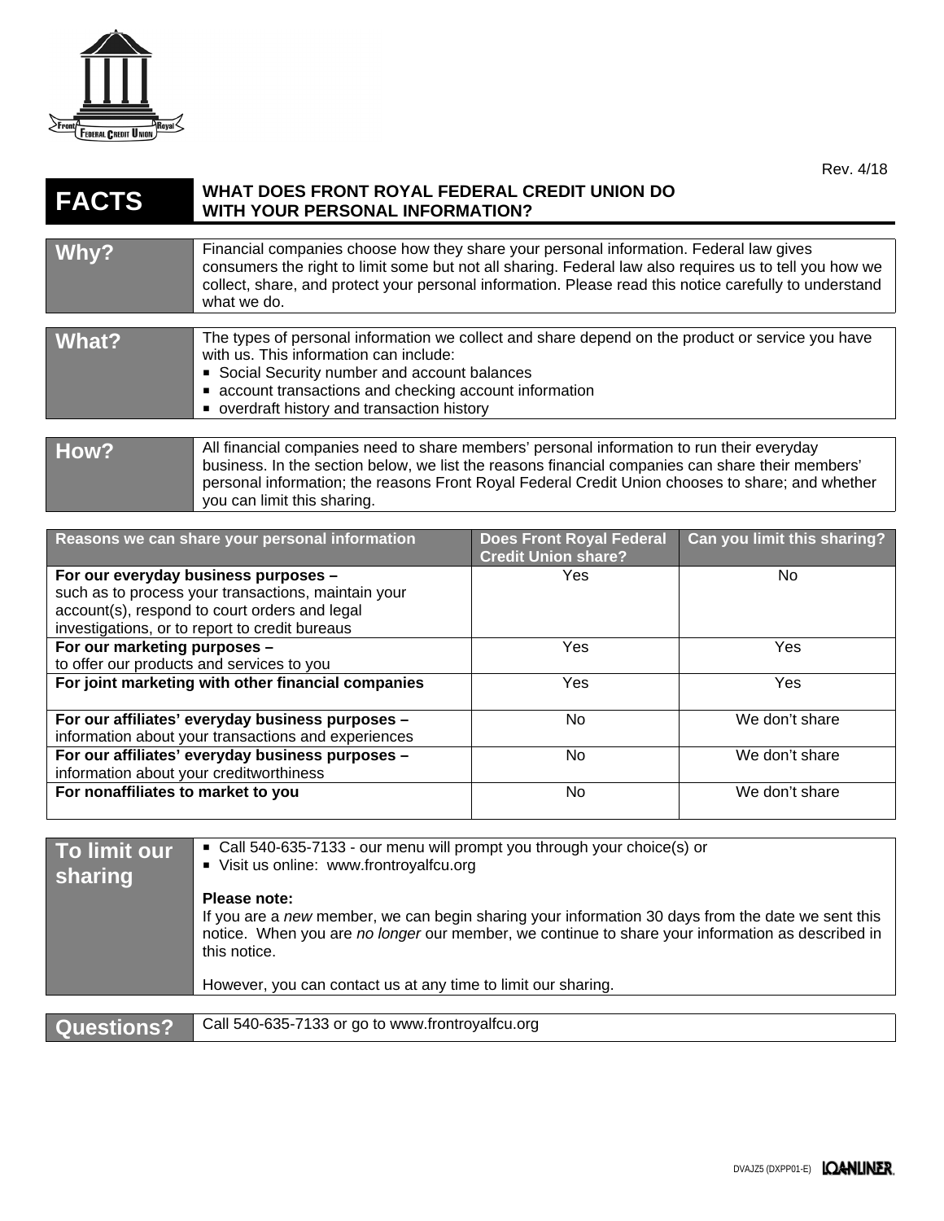Rev. 4/18

# FACTS — WHAT DOES FRONT ROYAL FEDERAL CREDIT UNION DO WITH YOUR PERSONAL INFORMATION?

## Why?

Financial companies choose how they share your personal information. Federal law gives consumers the right to limit some but not all sharing. Federal law also requires us to tell you how we collect, share, and protect your personal information. Please read this notice carefully to understand what we do.

## What?

The types of personal information we collect and share depend on the product or service you have with us. This information can include:

- Social Security number and account balances
- account transactions and checking account information
- overdraft history and transaction history

## How?

All financial companies need to share members' personal information to run their everyday business. In the section below, we list the reasons financial companies can share their members' personal information; the reasons Front Royal Federal Credit Union chooses to share; and whether you can limit this sharing.

| Reasons we can share your personal information | Does Front Royal Federal Credit Union share? | Can you limit this sharing? |
|---|---|---|
| **For our everyday business purposes –** such as to process your transactions, maintain your account(s), respond to court orders and legal investigations, or to report to credit bureaus | Yes | No |
| **For our marketing purposes –** to offer our products and services to you | Yes | Yes |
| **For joint marketing with other financial companies** | Yes | Yes |
| **For our affiliates' everyday business purposes –** information about your transactions and experiences | No | We don't share |
| **For our affiliates' everyday business purposes –** information about your creditworthiness | No | We don't share |
| **For nonaffiliates to market to you** | No | We don't share |

## To limit our sharing

- Call 540-635-7133 - our menu will prompt you through your choice(s) or
- Visit us online: www.frontroyalfcu.org

**Please note:**
If you are a *new* member, we can begin sharing your information 30 days from the date we sent this notice. When you are *no longer* our member, we continue to share your information as described in this notice.

However, you can contact us at any time to limit our sharing.

## Questions?

Call 540-635-7133 or go to www.frontroyalfcu.org

DVAJZ5 (DXPP01-E)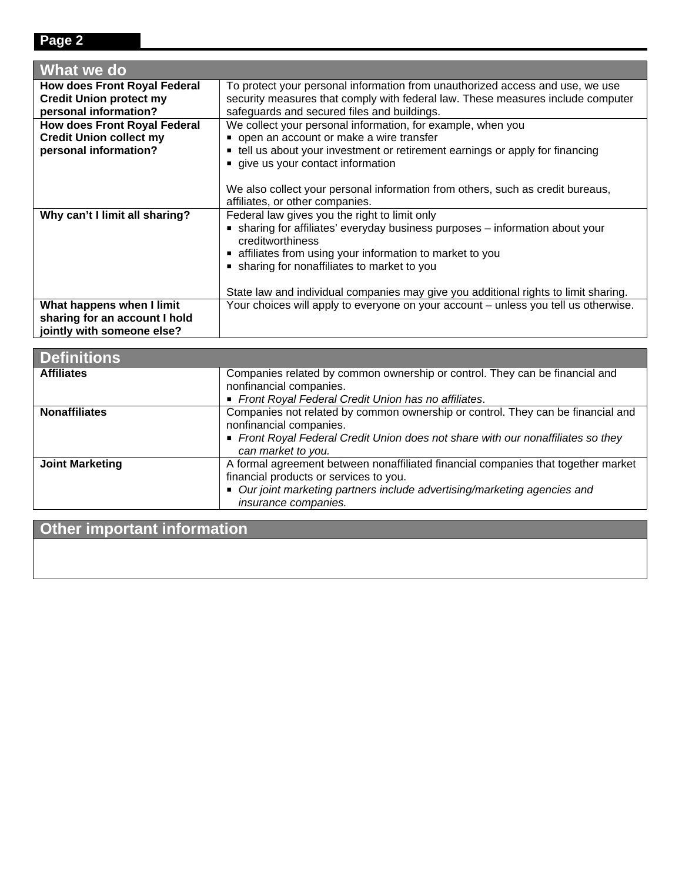| What we do | |
|---|---|
| **How does Front Royal Federal Credit Union protect my personal information?** | To protect your personal information from unauthorized access and use, we use security measures that comply with federal law. These measures include computer safeguards and secured files and buildings. |
| **How does Front Royal Federal Credit Union collect my personal information?** | We collect your personal information, for example, when you<br>▪ open an account or make a wire transfer<br>▪ tell us about your investment or retirement earnings or apply for financing<br>▪ give us your contact information<br><br>We also collect your personal information from others, such as credit bureaus, affiliates, or other companies. |
| **Why can't I limit all sharing?** | Federal law gives you the right to limit only<br>▪ sharing for affiliates' everyday business purposes – information about your creditworthiness<br>▪ affiliates from using your information to market to you<br>▪ sharing for nonaffiliates to market to you<br><br>State law and individual companies may give you additional rights to limit sharing. |
| **What happens when I limit sharing for an account I hold jointly with someone else?** | Your choices will apply to everyone on your account – unless you tell us otherwise. |

| Definitions | |
|---|---|
| **Affiliates** | Companies related by common ownership or control. They can be financial and nonfinancial companies.<br>▪ *Front Royal Federal Credit Union has no affiliates*. |
| **Nonaffiliates** | Companies not related by common ownership or control. They can be financial and nonfinancial companies.<br>▪ *Front Royal Federal Credit Union does not share with our nonaffiliates so they can market to you.* |
| **Joint Marketing** | A formal agreement between nonaffiliated financial companies that together market financial products or services to you.<br>▪ *Our joint marketing partners include advertising/marketing agencies and insurance companies.* |

## Other important information